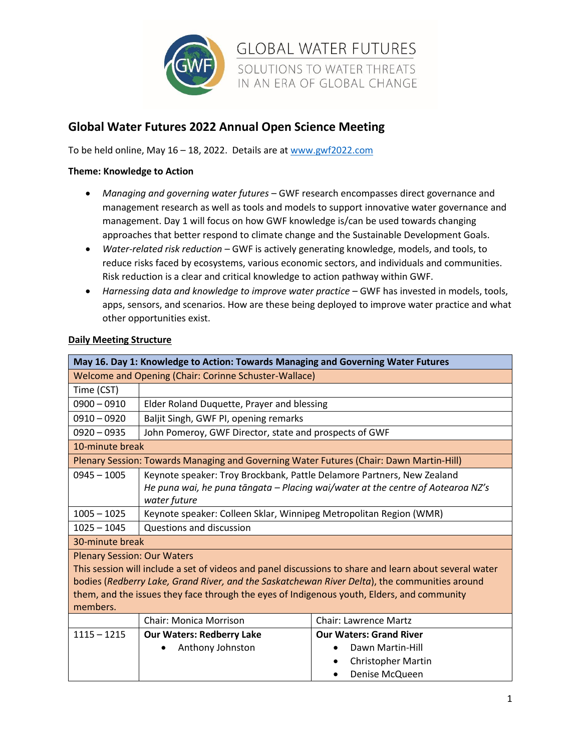GLOBAL WATER FUTURES

SOLUTIONS TO WATER THREATS IN AN ERA OF GLOBAL CHANGE

## Global Water Futures 2022 Annual Open Science Meeting

To be held online, May 16 – 18, 2022. Details are at [www.gwf2022.com](www.gwf2022.com)

**Theme: Knowledge to Action**

- *Managing and governing water futures* – GWF research encompasses direct governance and management research as well as tools and models to support innovative water governance and management. Day 1 will focus on how GWF knowledge is/can be used towards changing approaches that better respond to climate change and the Sustainable Development Goals.
- *Water-related risk reduction* – GWF is actively generating knowledge, models, and tools, to reduce risks faced by ecosystems, various economic sectors, and individuals and communities. Risk reduction is a clear and critical knowledge to action pathway within GWF.
- *Harnessing data and knowledge to improve water practice* – GWF has invested in models, tools, apps, sensors, and scenarios. How are these being deployed to improve water practice and what other opportunities exist.

**Daily Meeting Structure**

| **May 16. Day 1: Knowledge to Action: Towards Managing and Governing Water Futures** | | |
|---|---|---|
| Welcome and Opening (Chair: Corinne Schuster-Wallace) | | |
| Time (CST) | | |
| 0900 – 0910 | Elder Roland Duquette, Prayer and blessing | |
| 0910 – 0920 | Baljit Singh, GWF PI, opening remarks | |
| 0920 – 0935 | John Pomeroy, GWF Director, state and prospects of GWF | |
| 10-minute break | | |
| Plenary Session: Towards Managing and Governing Water Futures (Chair: Dawn Martin-Hill) | | |
| 0945 – 1005 | Keynote speaker: Troy Brockbank, Pattle Delamore Partners, New Zealand<br>*He puna wai, he puna tāngata – Placing wai/water at the centre of Aotearoa NZ's water future* | |
| 1005 – 1025 | Keynote speaker: Colleen Sklar, Winnipeg Metropolitan Region (WMR) | |
| 1025 – 1045 | Questions and discussion | |
| 30-minute break | | |
| Plenary Session: Our Waters<br>This session will include a set of videos and panel discussions to share and learn about several water bodies (*Redberry Lake, Grand River, and the Saskatchewan River Delta*), the communities around them, and the issues they face through the eyes of Indigenous youth, Elders, and community members. | | |
| | Chair: Monica Morrison | Chair: Lawrence Martz |
| 1115 – 1215 | **Our Waters: Redberry Lake**<br>• Anthony Johnston | **Our Waters: Grand River**<br>• Dawn Martin-Hill<br>• Christopher Martin<br>• Denise McQueen |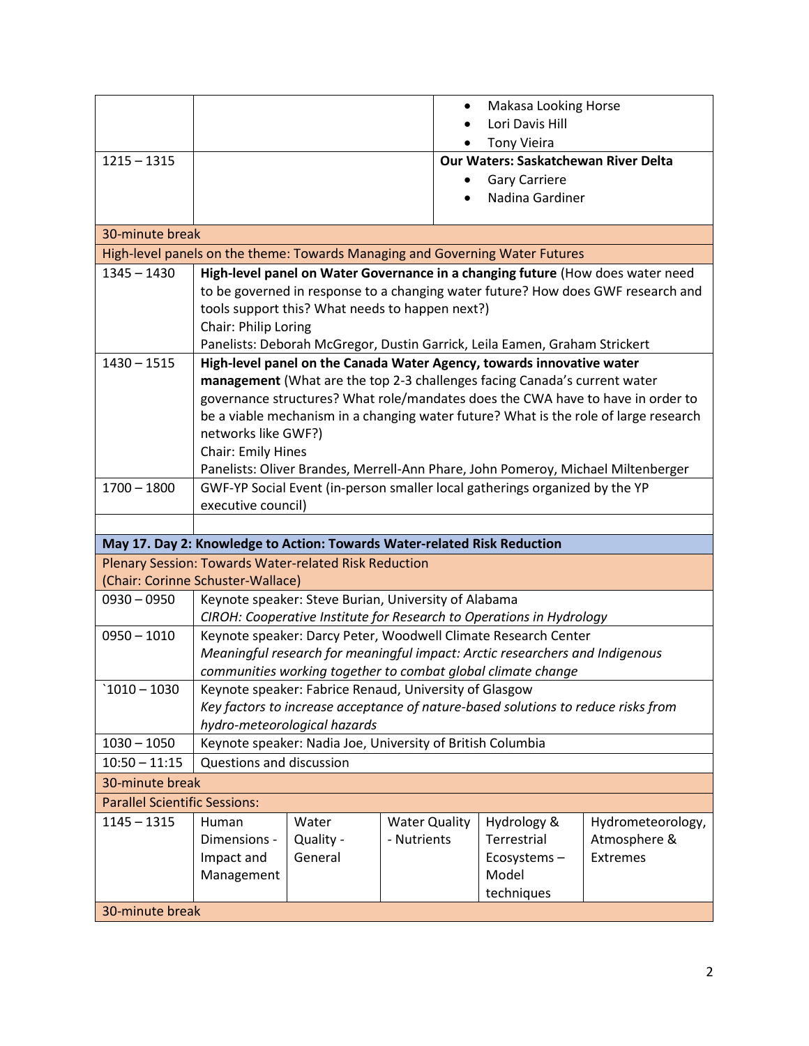| | | | | | |
|---|---|---|---|---|---|
| | | | | • Makasa Looking Horse<br>• Lori Davis Hill<br>• Tony Vieira | |
| 1215 – 1315 | | | | **Our Waters: Saskatchewan River Delta**<br>• Gary Carriere<br>• Nadina Gardiner | |
| 30-minute break | | | | | |
| High-level panels on the theme: Towards Managing and Governing Water Futures | | | | | |
| 1345 – 1430 | **High-level panel on Water Governance in a changing future** (How does water need to be governed in response to a changing water future? How does GWF research and tools support this? What needs to happen next?)<br>Chair: Philip Loring<br>Panelists: Deborah McGregor, Dustin Garrick, Leila Eamen, Graham Strickert | | | | |
| 1430 – 1515 | **High-level panel on the Canada Water Agency, towards innovative water management** (What are the top 2-3 challenges facing Canada's current water governance structures? What role/mandates does the CWA have to have in order to be a viable mechanism in a changing water future? What is the role of large research networks like GWF?)<br>Chair: Emily Hines<br>Panelists: Oliver Brandes, Merrell-Ann Phare, John Pomeroy, Michael Miltenberger | | | | |
| 1700 – 1800 | GWF-YP Social Event (in-person smaller local gatherings organized by the YP executive council) | | | | |
| | | | | | |
| **May 17. Day 2: Knowledge to Action: Towards Water-related Risk Reduction** | | | | | |
| Plenary Session: Towards Water-related Risk Reduction<br>(Chair: Corinne Schuster-Wallace) | | | | | |
| 0930 – 0950 | Keynote speaker: Steve Burian, University of Alabama<br>*CIROH: Cooperative Institute for Research to Operations in Hydrology* | | | | |
| 0950 – 1010 | Keynote speaker: Darcy Peter, Woodwell Climate Research Center<br>*Meaningful research for meaningful impact: Arctic researchers and Indigenous communities working together to combat global climate change* | | | | |
| `1010 – 1030 | Keynote speaker: Fabrice Renaud, University of Glasgow<br>*Key factors to increase acceptance of nature-based solutions to reduce risks from hydro-meteorological hazards* | | | | |
| 1030 – 1050 | Keynote speaker: Nadia Joe, University of British Columbia | | | | |
| 10:50 – 11:15 | Questions and discussion | | | | |
| 30-minute break | | | | | |
| Parallel Scientific Sessions: | | | | | |
| 1145 – 1315 | Human Dimensions - Impact and Management | Water Quality - General | Water Quality - Nutrients | Hydrology & Terrestrial Ecosystems – Model techniques | Hydrometeorology, Atmosphere & Extremes |
| 30-minute break | | | | | |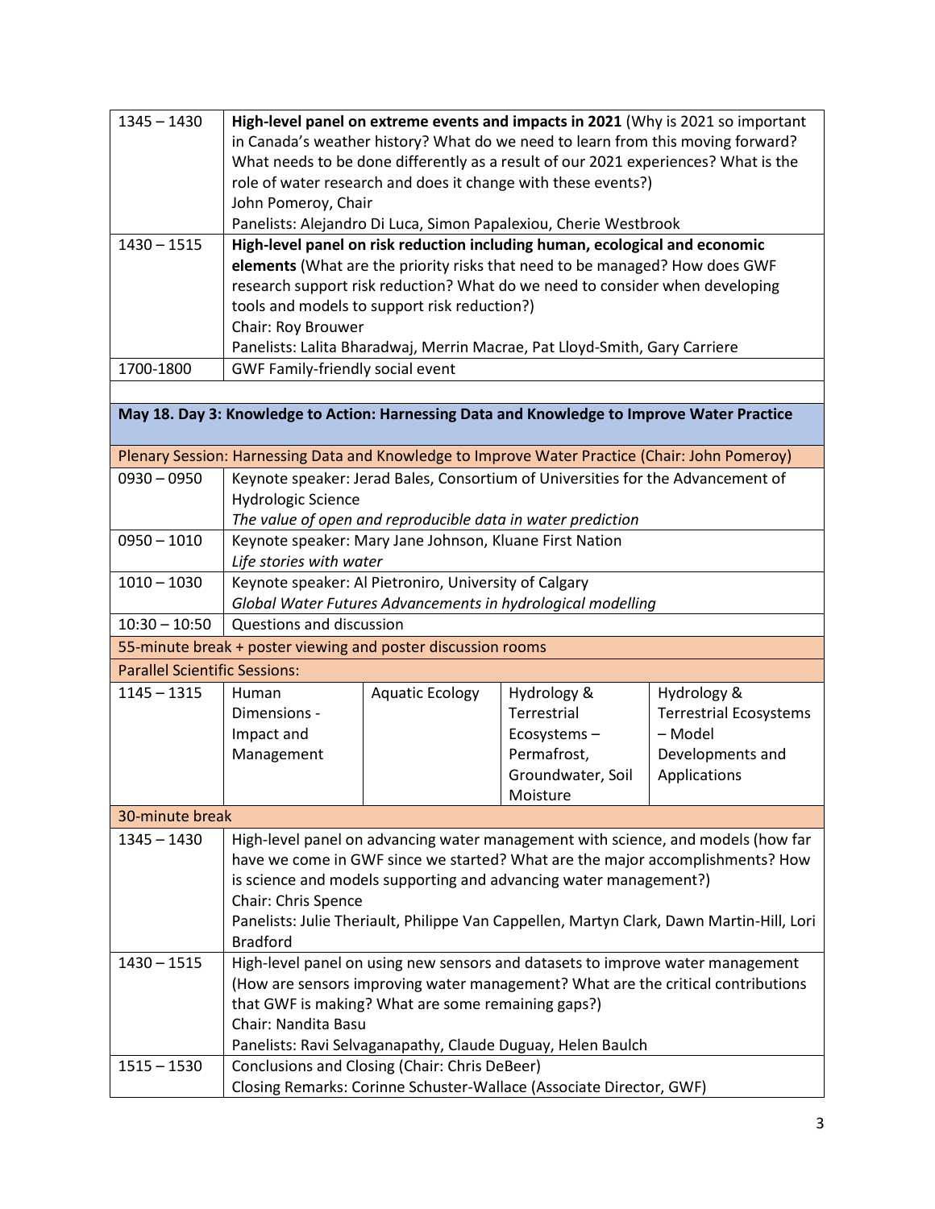| | | | | |
|---|---|---|---|---|
| 1345 – 1430 | **High-level panel on extreme events and impacts in 2021** (Why is 2021 so important in Canada's weather history? What do we need to learn from this moving forward? What needs to be done differently as a result of our 2021 experiences? What is the role of water research and does it change with these events?)<br>John Pomeroy, Chair<br>Panelists: Alejandro Di Luca, Simon Papalexiou, Cherie Westbrook | | | |
| 1430 – 1515 | **High-level panel on risk reduction including human, ecological and economic elements** (What are the priority risks that need to be managed? How does GWF research support risk reduction? What do we need to consider when developing tools and models to support risk reduction?)<br>Chair: Roy Brouwer<br>Panelists: Lalita Bharadwaj, Merrin Macrae, Pat Lloyd-Smith, Gary Carriere | | | |
| 1700-1800 | GWF Family-friendly social event | | | |
| | | | | |
| **May 18. Day 3: Knowledge to Action: Harnessing Data and Knowledge to Improve Water Practice** | | | | |
| Plenary Session: Harnessing Data and Knowledge to Improve Water Practice (Chair: John Pomeroy) | | | | |
| 0930 – 0950 | Keynote speaker: Jerad Bales, Consortium of Universities for the Advancement of Hydrologic Science<br>*The value of open and reproducible data in water prediction* | | | |
| 0950 – 1010 | Keynote speaker: Mary Jane Johnson, Kluane First Nation<br>*Life stories with water* | | | |
| 1010 – 1030 | Keynote speaker: Al Pietroniro, University of Calgary<br>*Global Water Futures Advancements in hydrological modelling* | | | |
| 10:30 – 10:50 | Questions and discussion | | | |
| 55-minute break + poster viewing and poster discussion rooms | | | | |
| Parallel Scientific Sessions: | | | | |
| 1145 – 1315 | Human Dimensions - Impact and Management | Aquatic Ecology | Hydrology & Terrestrial Ecosystems – Permafrost, Groundwater, Soil Moisture | Hydrology & Terrestrial Ecosystems – Model Developments and Applications |
| 30-minute break | | | | |
| 1345 – 1430 | High-level panel on advancing water management with science, and models (how far have we come in GWF since we started? What are the major accomplishments? How is science and models supporting and advancing water management?)<br>Chair: Chris Spence<br>Panelists: Julie Theriault, Philippe Van Cappellen, Martyn Clark, Dawn Martin-Hill, Lori Bradford | | | |
| 1430 – 1515 | High-level panel on using new sensors and datasets to improve water management (How are sensors improving water management? What are the critical contributions that GWF is making? What are some remaining gaps?)<br>Chair: Nandita Basu<br>Panelists: Ravi Selvaganapathy, Claude Duguay, Helen Baulch | | | |
| 1515 – 1530 | Conclusions and Closing (Chair: Chris DeBeer)<br>Closing Remarks: Corinne Schuster-Wallace (Associate Director, GWF) | | | |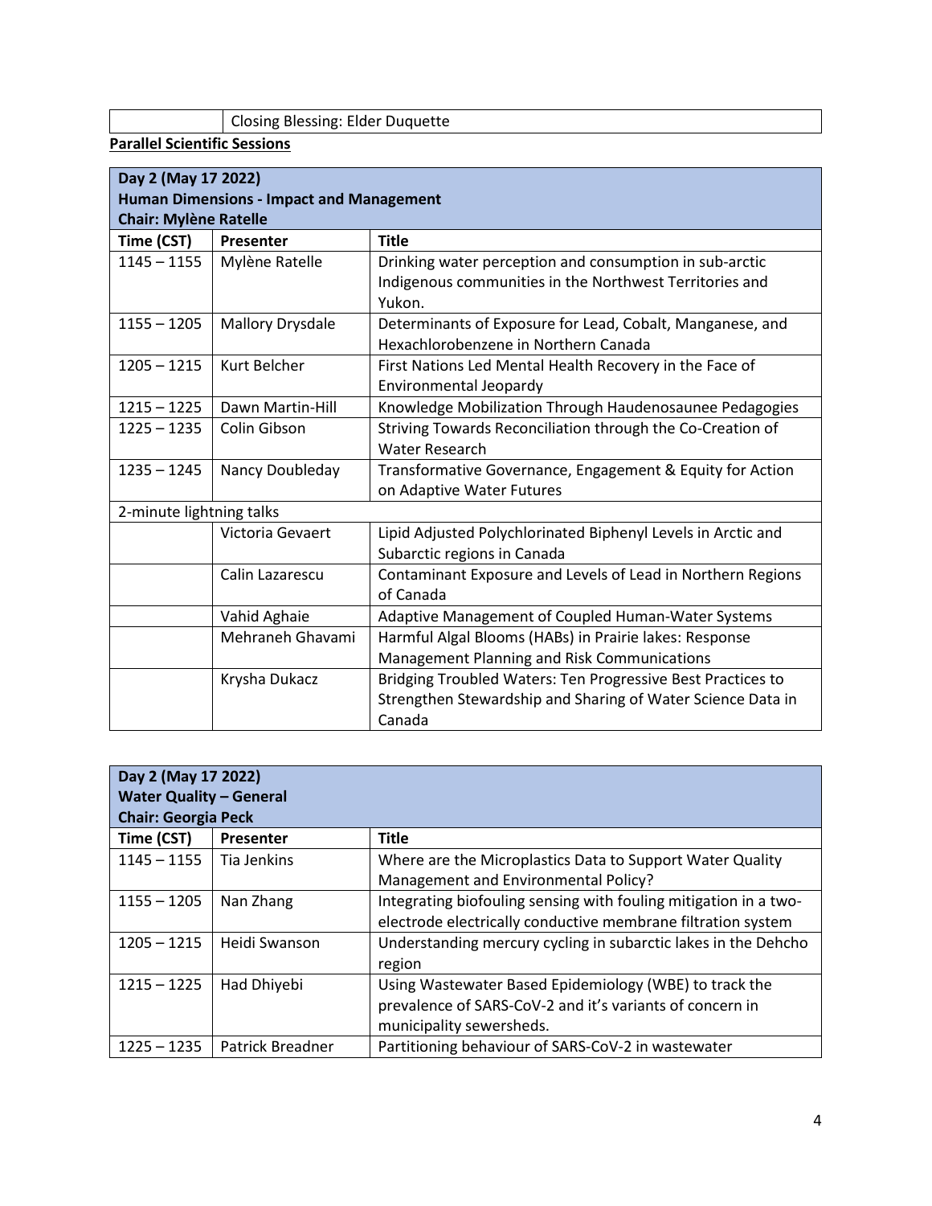| | Closing Blessing: Elder Duquette |
|---|---|

**Parallel Scientific Sessions**

| **Day 2 (May 17 2022)**<br>**Human Dimensions - Impact and Management**<br>**Chair: Mylène Ratelle** | | |
|---|---|---|
| **Time (CST)** | **Presenter** | **Title** |
| 1145 – 1155 | Mylène Ratelle | Drinking water perception and consumption in sub-arctic Indigenous communities in the Northwest Territories and Yukon. |
| 1155 – 1205 | Mallory Drysdale | Determinants of Exposure for Lead, Cobalt, Manganese, and Hexachlorobenzene in Northern Canada |
| 1205 – 1215 | Kurt Belcher | First Nations Led Mental Health Recovery in the Face of Environmental Jeopardy |
| 1215 – 1225 | Dawn Martin-Hill | Knowledge Mobilization Through Haudenosaunee Pedagogies |
| 1225 – 1235 | Colin Gibson | Striving Towards Reconciliation through the Co-Creation of Water Research |
| 1235 – 1245 | Nancy Doubleday | Transformative Governance, Engagement & Equity for Action on Adaptive Water Futures |
| 2-minute lightning talks | | |
| | Victoria Gevaert | Lipid Adjusted Polychlorinated Biphenyl Levels in Arctic and Subarctic regions in Canada |
| | Calin Lazarescu | Contaminant Exposure and Levels of Lead in Northern Regions of Canada |
| | Vahid Aghaie | Adaptive Management of Coupled Human-Water Systems |
| | Mehraneh Ghavami | Harmful Algal Blooms (HABs) in Prairie lakes: Response Management Planning and Risk Communications |
| | Krysha Dukacz | Bridging Troubled Waters: Ten Progressive Best Practices to Strengthen Stewardship and Sharing of Water Science Data in Canada |

| **Day 2 (May 17 2022)**<br>**Water Quality – General**<br>**Chair: Georgia Peck** | | |
|---|---|---|
| **Time (CST)** | **Presenter** | **Title** |
| 1145 – 1155 | Tia Jenkins | Where are the Microplastics Data to Support Water Quality Management and Environmental Policy? |
| 1155 – 1205 | Nan Zhang | Integrating biofouling sensing with fouling mitigation in a two-electrode electrically conductive membrane filtration system |
| 1205 – 1215 | Heidi Swanson | Understanding mercury cycling in subarctic lakes in the Dehcho region |
| 1215 – 1225 | Had Dhiyebi | Using Wastewater Based Epidemiology (WBE) to track the prevalence of SARS-CoV-2 and it's variants of concern in municipality sewersheds. |
| 1225 – 1235 | Patrick Breadner | Partitioning behaviour of SARS-CoV-2 in wastewater |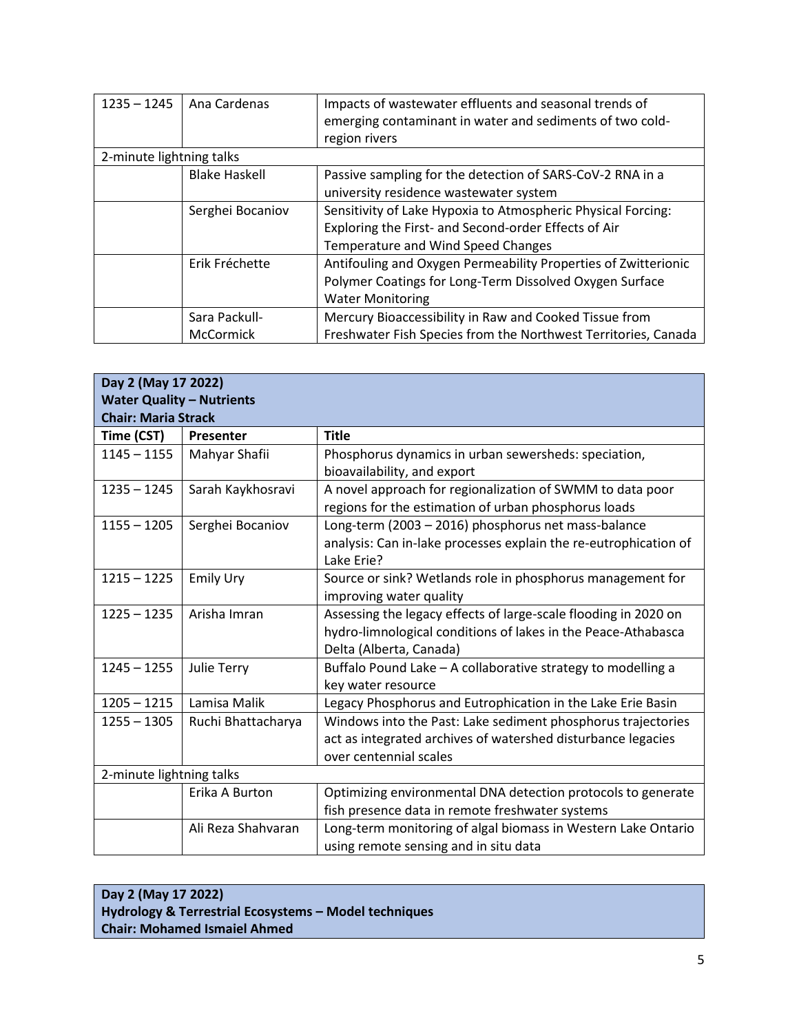| | | |
|---|---|---|
| 1235 – 1245 | Ana Cardenas | Impacts of wastewater effluents and seasonal trends of emerging contaminant in water and sediments of two cold-region rivers |
| 2-minute lightning talks | | |
| | Blake Haskell | Passive sampling for the detection of SARS-CoV-2 RNA in a university residence wastewater system |
| | Serghei Bocaniov | Sensitivity of Lake Hypoxia to Atmospheric Physical Forcing: Exploring the First- and Second-order Effects of Air Temperature and Wind Speed Changes |
| | Erik Fréchette | Antifouling and Oxygen Permeability Properties of Zwitterionic Polymer Coatings for Long-Term Dissolved Oxygen Surface Water Monitoring |
| | Sara Packull-McCormick | Mercury Bioaccessibility in Raw and Cooked Tissue from Freshwater Fish Species from the Northwest Territories, Canada |

**Day 2 (May 17 2022)**
**Water Quality – Nutrients**
**Chair: Maria Strack**

| Time (CST) | Presenter | Title |
|---|---|---|
| 1145 – 1155 | Mahyar Shafii | Phosphorus dynamics in urban sewersheds: speciation, bioavailability, and export |
| 1235 – 1245 | Sarah Kaykhosravi | A novel approach for regionalization of SWMM to data poor regions for the estimation of urban phosphorus loads |
| 1155 – 1205 | Serghei Bocaniov | Long-term (2003 – 2016) phosphorus net mass-balance analysis: Can in-lake processes explain the re-eutrophication of Lake Erie? |
| 1215 – 1225 | Emily Ury | Source or sink? Wetlands role in phosphorus management for improving water quality |
| 1225 – 1235 | Arisha Imran | Assessing the legacy effects of large-scale flooding in 2020 on hydro-limnological conditions of lakes in the Peace-Athabasca Delta (Alberta, Canada) |
| 1245 – 1255 | Julie Terry | Buffalo Pound Lake – A collaborative strategy to modelling a key water resource |
| 1205 – 1215 | Lamisa Malik | Legacy Phosphorus and Eutrophication in the Lake Erie Basin |
| 1255 – 1305 | Ruchi Bhattacharya | Windows into the Past: Lake sediment phosphorus trajectories act as integrated archives of watershed disturbance legacies over centennial scales |
| 2-minute lightning talks | | |
| | Erika A Burton | Optimizing environmental DNA detection protocols to generate fish presence data in remote freshwater systems |
| | Ali Reza Shahvaran | Long-term monitoring of algal biomass in Western Lake Ontario using remote sensing and in situ data |

**Day 2 (May 17 2022)**
**Hydrology & Terrestrial Ecosystems – Model techniques**
**Chair: Mohamed Ismaiel Ahmed**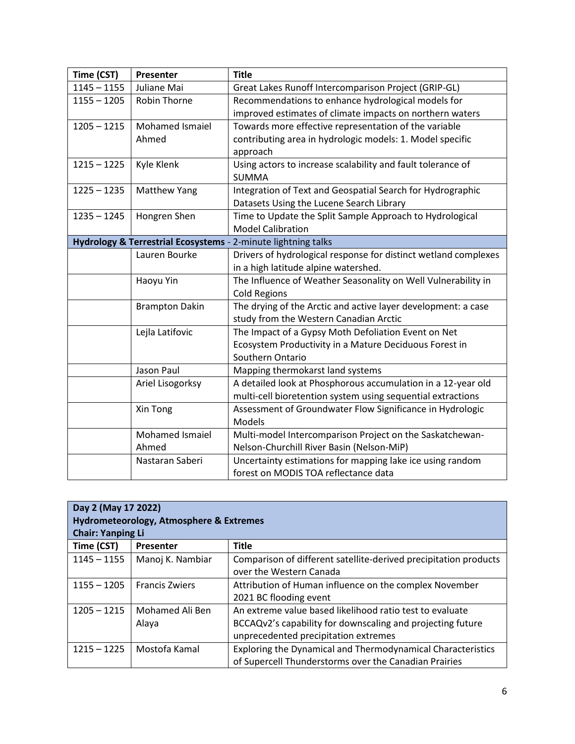| Time (CST) | Presenter | Title |
|---|---|---|
| 1145 – 1155 | Juliane Mai | Great Lakes Runoff Intercomparison Project (GRIP-GL) |
| 1155 – 1205 | Robin Thorne | Recommendations to enhance hydrological models for improved estimates of climate impacts on northern waters |
| 1205 – 1215 | Mohamed Ismaiel Ahmed | Towards more effective representation of the variable contributing area in hydrologic models: 1. Model specific approach |
| 1215 – 1225 | Kyle Klenk | Using actors to increase scalability and fault tolerance of SUMMA |
| 1225 – 1235 | Matthew Yang | Integration of Text and Geospatial Search for Hydrographic Datasets Using the Lucene Search Library |
| 1235 – 1245 | Hongren Shen | Time to Update the Split Sample Approach to Hydrological Model Calibration |
| **Hydrology & Terrestrial Ecosystems** - 2-minute lightning talks | | |
| | Lauren Bourke | Drivers of hydrological response for distinct wetland complexes in a high latitude alpine watershed. |
| | Haoyu Yin | The Influence of Weather Seasonality on Well Vulnerability in Cold Regions |
| | Brampton Dakin | The drying of the Arctic and active layer development: a case study from the Western Canadian Arctic |
| | Lejla Latifovic | The Impact of a Gypsy Moth Defoliation Event on Net Ecosystem Productivity in a Mature Deciduous Forest in Southern Ontario |
| | Jason Paul | Mapping thermokarst land systems |
| | Ariel Lisogorksy | A detailed look at Phosphorous accumulation in a 12-year old multi-cell bioretention system using sequential extractions |
| | Xin Tong | Assessment of Groundwater Flow Significance in Hydrologic Models |
| | Mohamed Ismaiel Ahmed | Multi-model Intercomparison Project on the Saskatchewan-Nelson-Churchill River Basin (Nelson-MiP) |
| | Nastaran Saberi | Uncertainty estimations for mapping lake ice using random forest on MODIS TOA reflectance data |

| **Day 2 (May 17 2022)**<br>**Hydrometeorology, Atmosphere & Extremes**<br>**Chair: Yanping Li** | | |
|---|---|---|
| **Time (CST)** | **Presenter** | **Title** |
| 1145 – 1155 | Manoj K. Nambiar | Comparison of different satellite-derived precipitation products over the Western Canada |
| 1155 – 1205 | Francis Zwiers | Attribution of Human influence on the complex November 2021 BC flooding event |
| 1205 – 1215 | Mohamed Ali Ben Alaya | An extreme value based likelihood ratio test to evaluate BCCAQv2's capability for downscaling and projecting future unprecedented precipitation extremes |
| 1215 – 1225 | Mostofa Kamal | Exploring the Dynamical and Thermodynamical Characteristics of Supercell Thunderstorms over the Canadian Prairies |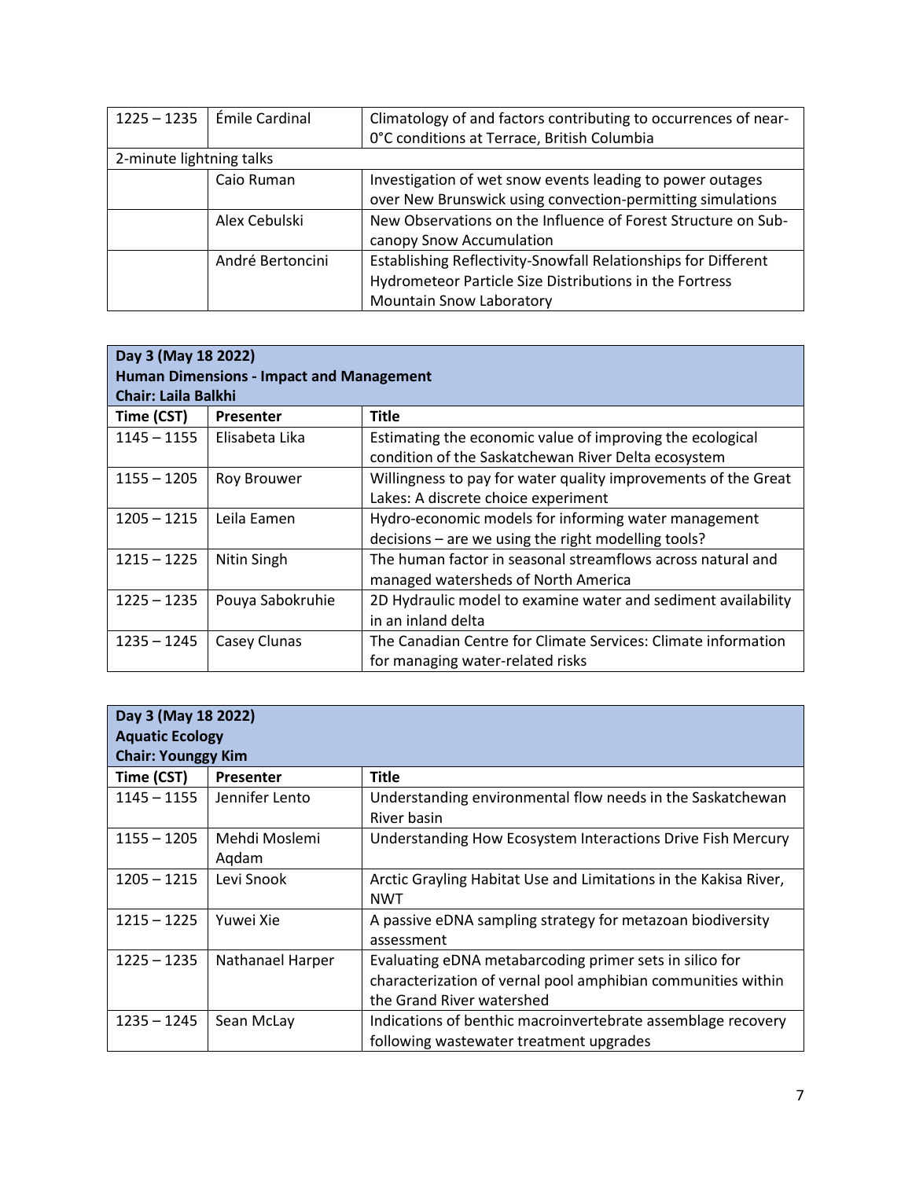| | | |
|---|---|---|
| 1225 – 1235 | Émile Cardinal | Climatology of and factors contributing to occurrences of near-0°C conditions at Terrace, British Columbia |
| 2-minute lightning talks | | |
| | Caio Ruman | Investigation of wet snow events leading to power outages over New Brunswick using convection-permitting simulations |
| | Alex Cebulski | New Observations on the Influence of Forest Structure on Sub-canopy Snow Accumulation |
| | André Bertoncini | Establishing Reflectivity-Snowfall Relationships for Different Hydrometeor Particle Size Distributions in the Fortress Mountain Snow Laboratory |

**Day 3 (May 18 2022)**
**Human Dimensions - Impact and Management**
**Chair: Laila Balkhi**

| Time (CST) | Presenter | Title |
|---|---|---|
| 1145 – 1155 | Elisabeta Lika | Estimating the economic value of improving the ecological condition of the Saskatchewan River Delta ecosystem |
| 1155 – 1205 | Roy Brouwer | Willingness to pay for water quality improvements of the Great Lakes: A discrete choice experiment |
| 1205 – 1215 | Leila Eamen | Hydro-economic models for informing water management decisions – are we using the right modelling tools? |
| 1215 – 1225 | Nitin Singh | The human factor in seasonal streamflows across natural and managed watersheds of North America |
| 1225 – 1235 | Pouya Sabokruhie | 2D Hydraulic model to examine water and sediment availability in an inland delta |
| 1235 – 1245 | Casey Clunas | The Canadian Centre for Climate Services: Climate information for managing water-related risks |

**Day 3 (May 18 2022)**
**Aquatic Ecology**
**Chair: Younggy Kim**

| Time (CST) | Presenter | Title |
|---|---|---|
| 1145 – 1155 | Jennifer Lento | Understanding environmental flow needs in the Saskatchewan River basin |
| 1155 – 1205 | Mehdi Moslemi Aqdam | Understanding How Ecosystem Interactions Drive Fish Mercury |
| 1205 – 1215 | Levi Snook | Arctic Grayling Habitat Use and Limitations in the Kakisa River, NWT |
| 1215 – 1225 | Yuwei Xie | A passive eDNA sampling strategy for metazoan biodiversity assessment |
| 1225 – 1235 | Nathanael Harper | Evaluating eDNA metabarcoding primer sets in silico for characterization of vernal pool amphibian communities within the Grand River watershed |
| 1235 – 1245 | Sean McLay | Indications of benthic macroinvertebrate assemblage recovery following wastewater treatment upgrades |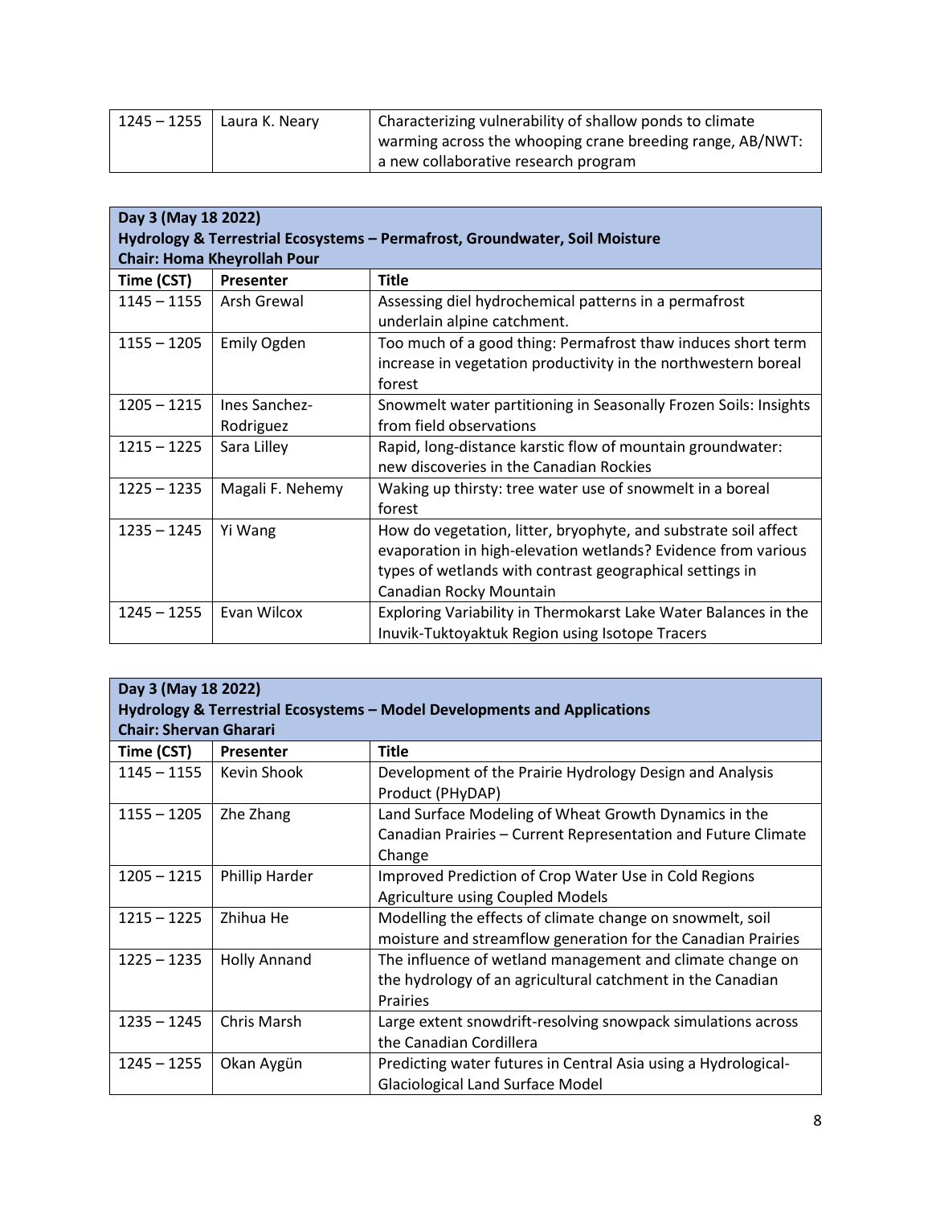| 1245 – 1255 | Laura K. Neary | Characterizing vulnerability of shallow ponds to climate warming across the whooping crane breeding range, AB/NWT: a new collaborative research program |
|---|---|---|

**Day 3 (May 18 2022)**
**Hydrology & Terrestrial Ecosystems – Permafrost, Groundwater, Soil Moisture**
**Chair: Homa Kheyrollah Pour**

| Time (CST) | Presenter | Title |
|---|---|---|
| 1145 – 1155 | Arsh Grewal | Assessing diel hydrochemical patterns in a permafrost underlain alpine catchment. |
| 1155 – 1205 | Emily Ogden | Too much of a good thing: Permafrost thaw induces short term increase in vegetation productivity in the northwestern boreal forest |
| 1205 – 1215 | Ines Sanchez-Rodriguez | Snowmelt water partitioning in Seasonally Frozen Soils: Insights from field observations |
| 1215 – 1225 | Sara Lilley | Rapid, long-distance karstic flow of mountain groundwater: new discoveries in the Canadian Rockies |
| 1225 – 1235 | Magali F. Nehemy | Waking up thirsty: tree water use of snowmelt in a boreal forest |
| 1235 – 1245 | Yi Wang | How do vegetation, litter, bryophyte, and substrate soil affect evaporation in high-elevation wetlands? Evidence from various types of wetlands with contrast geographical settings in Canadian Rocky Mountain |
| 1245 – 1255 | Evan Wilcox | Exploring Variability in Thermokarst Lake Water Balances in the Inuvik-Tuktoyaktuk Region using Isotope Tracers |

**Day 3 (May 18 2022)**
**Hydrology & Terrestrial Ecosystems – Model Developments and Applications**
**Chair: Shervan Gharari**

| Time (CST) | Presenter | Title |
|---|---|---|
| 1145 – 1155 | Kevin Shook | Development of the Prairie Hydrology Design and Analysis Product (PHyDAP) |
| 1155 – 1205 | Zhe Zhang | Land Surface Modeling of Wheat Growth Dynamics in the Canadian Prairies – Current Representation and Future Climate Change |
| 1205 – 1215 | Phillip Harder | Improved Prediction of Crop Water Use in Cold Regions Agriculture using Coupled Models |
| 1215 – 1225 | Zhihua He | Modelling the effects of climate change on snowmelt, soil moisture and streamflow generation for the Canadian Prairies |
| 1225 – 1235 | Holly Annand | The influence of wetland management and climate change on the hydrology of an agricultural catchment in the Canadian Prairies |
| 1235 – 1245 | Chris Marsh | Large extent snowdrift-resolving snowpack simulations across the Canadian Cordillera |
| 1245 – 1255 | Okan Aygün | Predicting water futures in Central Asia using a Hydrological-Glaciological Land Surface Model |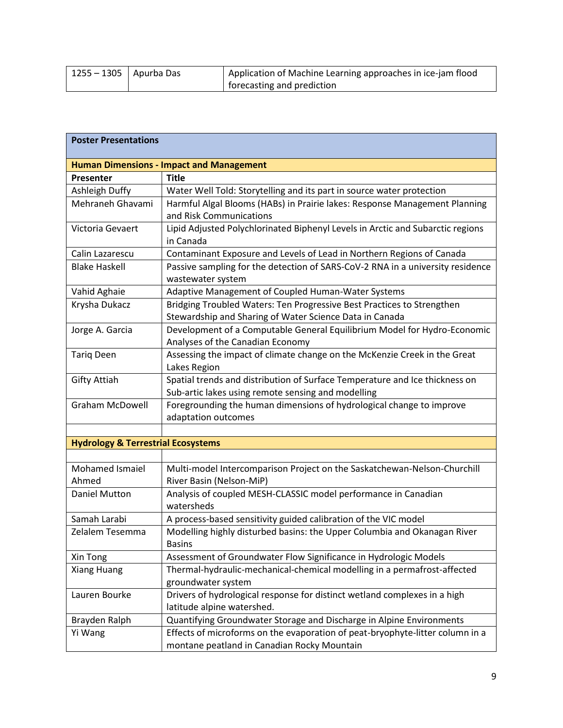| | | |
|---|---|---|
| 1255 – 1305 | Apurba Das | Application of Machine Learning approaches in ice-jam flood forecasting and prediction |

| **Poster Presentations** | |
|---|---|
| **Human Dimensions - Impact and Management** | |
| **Presenter** | **Title** |
| Ashleigh Duffy | Water Well Told: Storytelling and its part in source water protection |
| Mehraneh Ghavami | Harmful Algal Blooms (HABs) in Prairie lakes: Response Management Planning and Risk Communications |
| Victoria Gevaert | Lipid Adjusted Polychlorinated Biphenyl Levels in Arctic and Subarctic regions in Canada |
| Calin Lazarescu | Contaminant Exposure and Levels of Lead in Northern Regions of Canada |
| Blake Haskell | Passive sampling for the detection of SARS-CoV-2 RNA in a university residence wastewater system |
| Vahid Aghaie | Adaptive Management of Coupled Human-Water Systems |
| Krysha Dukacz | Bridging Troubled Waters: Ten Progressive Best Practices to Strengthen Stewardship and Sharing of Water Science Data in Canada |
| Jorge A. Garcia | Development of a Computable General Equilibrium Model for Hydro-Economic Analyses of the Canadian Economy |
| Tariq Deen | Assessing the impact of climate change on the McKenzie Creek in the Great Lakes Region |
| Gifty Attiah | Spatial trends and distribution of Surface Temperature and Ice thickness on Sub-artic lakes using remote sensing and modelling |
| Graham McDowell | Foregrounding the human dimensions of hydrological change to improve adaptation outcomes |
| | |
| **Hydrology & Terrestrial Ecosystems** | |
| | |
| Mohamed Ismaiel Ahmed | Multi-model Intercomparison Project on the Saskatchewan-Nelson-Churchill River Basin (Nelson-MiP) |
| Daniel Mutton | Analysis of coupled MESH-CLASSIC model performance in Canadian watersheds |
| Samah Larabi | A process-based sensitivity guided calibration of the VIC model |
| Zelalem Tesemma | Modelling highly disturbed basins: the Upper Columbia and Okanagan River Basins |
| Xin Tong | Assessment of Groundwater Flow Significance in Hydrologic Models |
| Xiang Huang | Thermal-hydraulic-mechanical-chemical modelling in a permafrost-affected groundwater system |
| Lauren Bourke | Drivers of hydrological response for distinct wetland complexes in a high latitude alpine watershed. |
| Brayden Ralph | Quantifying Groundwater Storage and Discharge in Alpine Environments |
| Yi Wang | Effects of microforms on the evaporation of peat-bryophyte-litter column in a montane peatland in Canadian Rocky Mountain |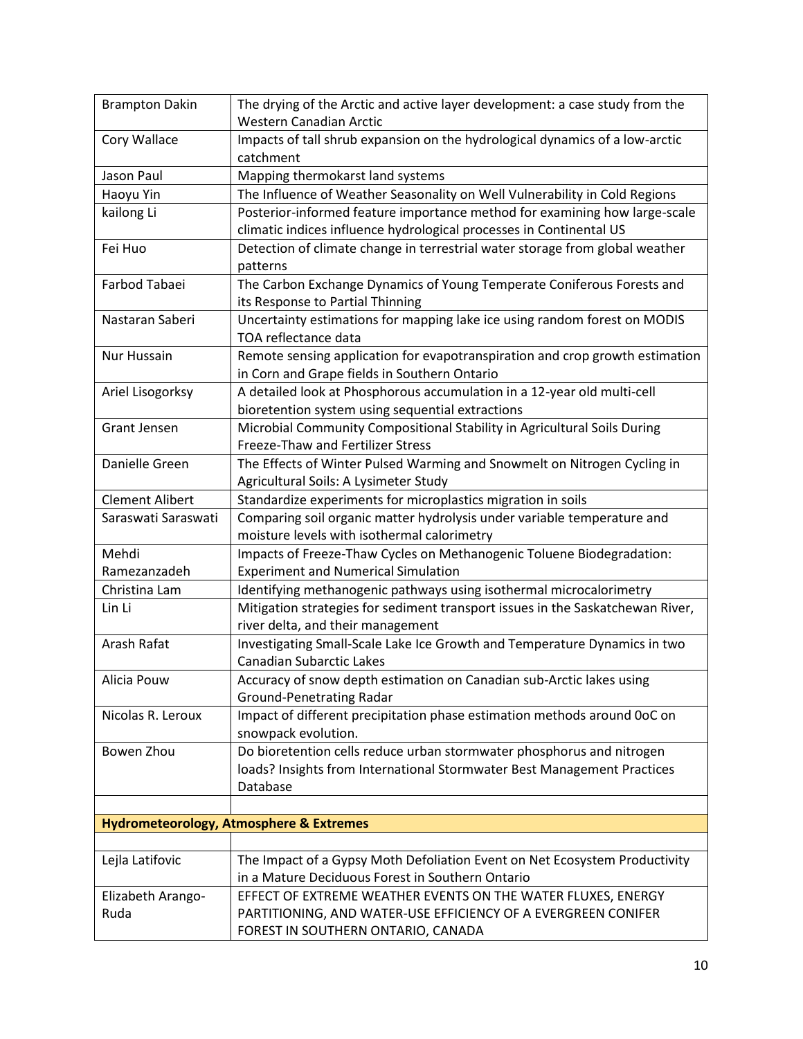| | |
|---|---|
| Brampton Dakin | The drying of the Arctic and active layer development: a case study from the Western Canadian Arctic |
| Cory Wallace | Impacts of tall shrub expansion on the hydrological dynamics of a low-arctic catchment |
| Jason Paul | Mapping thermokarst land systems |
| Haoyu Yin | The Influence of Weather Seasonality on Well Vulnerability in Cold Regions |
| kailong Li | Posterior-informed feature importance method for examining how large-scale climatic indices influence hydrological processes in Continental US |
| Fei Huo | Detection of climate change in terrestrial water storage from global weather patterns |
| Farbod Tabaei | The Carbon Exchange Dynamics of Young Temperate Coniferous Forests and its Response to Partial Thinning |
| Nastaran Saberi | Uncertainty estimations for mapping lake ice using random forest on MODIS TOA reflectance data |
| Nur Hussain | Remote sensing application for evapotranspiration and crop growth estimation in Corn and Grape fields in Southern Ontario |
| Ariel Lisogorksy | A detailed look at Phosphorous accumulation in a 12-year old multi-cell bioretention system using sequential extractions |
| Grant Jensen | Microbial Community Compositional Stability in Agricultural Soils During Freeze-Thaw and Fertilizer Stress |
| Danielle Green | The Effects of Winter Pulsed Warming and Snowmelt on Nitrogen Cycling in Agricultural Soils: A Lysimeter Study |
| Clement Alibert | Standardize experiments for microplastics migration in soils |
| Saraswati Saraswati | Comparing soil organic matter hydrolysis under variable temperature and moisture levels with isothermal calorimetry |
| Mehdi Ramezanzadeh | Impacts of Freeze-Thaw Cycles on Methanogenic Toluene Biodegradation: Experiment and Numerical Simulation |
| Christina Lam | Identifying methanogenic pathways using isothermal microcalorimetry |
| Lin Li | Mitigation strategies for sediment transport issues in the Saskatchewan River, river delta, and their management |
| Arash Rafat | Investigating Small-Scale Lake Ice Growth and Temperature Dynamics in two Canadian Subarctic Lakes |
| Alicia Pouw | Accuracy of snow depth estimation on Canadian sub-Arctic lakes using Ground-Penetrating Radar |
| Nicolas R. Leroux | Impact of different precipitation phase estimation methods around 0oC on snowpack evolution. |
| Bowen Zhou | Do bioretention cells reduce urban stormwater phosphorus and nitrogen loads? Insights from International Stormwater Best Management Practices Database |
| | |
| **Hydrometeorology, Atmosphere & Extremes** | |
| | |
| Lejla Latifovic | The Impact of a Gypsy Moth Defoliation Event on Net Ecosystem Productivity in a Mature Deciduous Forest in Southern Ontario |
| Elizabeth Arango-Ruda | EFFECT OF EXTREME WEATHER EVENTS ON THE WATER FLUXES, ENERGY PARTITIONING, AND WATER-USE EFFICIENCY OF A EVERGREEN CONIFER FOREST IN SOUTHERN ONTARIO, CANADA |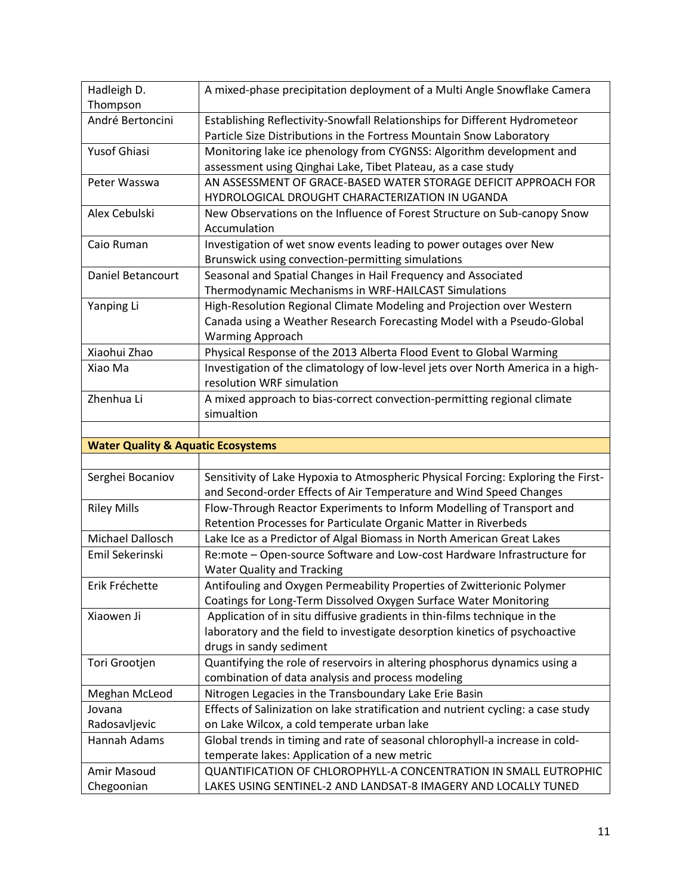| | |
|---|---|
| Hadleigh D. Thompson | A mixed-phase precipitation deployment of a Multi Angle Snowflake Camera |
| André Bertoncini | Establishing Reflectivity-Snowfall Relationships for Different Hydrometeor Particle Size Distributions in the Fortress Mountain Snow Laboratory |
| Yusof Ghiasi | Monitoring lake ice phenology from CYGNSS: Algorithm development and assessment using Qinghai Lake, Tibet Plateau, as a case study |
| Peter Wasswa | AN ASSESSMENT OF GRACE-BASED WATER STORAGE DEFICIT APPROACH FOR HYDROLOGICAL DROUGHT CHARACTERIZATION IN UGANDA |
| Alex Cebulski | New Observations on the Influence of Forest Structure on Sub-canopy Snow Accumulation |
| Caio Ruman | Investigation of wet snow events leading to power outages over New Brunswick using convection-permitting simulations |
| Daniel Betancourt | Seasonal and Spatial Changes in Hail Frequency and Associated Thermodynamic Mechanisms in WRF-HAILCAST Simulations |
| Yanping Li | High-Resolution Regional Climate Modeling and Projection over Western Canada using a Weather Research Forecasting Model with a Pseudo-Global Warming Approach |
| Xiaohui Zhao | Physical Response of the 2013 Alberta Flood Event to Global Warming |
| Xiao Ma | Investigation of the climatology of low-level jets over North America in a high-resolution WRF simulation |
| Zhenhua Li | A mixed approach to bias-correct convection-permitting regional climate simualtion |
| | |
| **Water Quality & Aquatic Ecosystems** | |
| | |
| Serghei Bocaniov | Sensitivity of Lake Hypoxia to Atmospheric Physical Forcing: Exploring the First- and Second-order Effects of Air Temperature and Wind Speed Changes |
| Riley Mills | Flow-Through Reactor Experiments to Inform Modelling of Transport and Retention Processes for Particulate Organic Matter in Riverbeds |
| Michael Dallosch | Lake Ice as a Predictor of Algal Biomass in North American Great Lakes |
| Emil Sekerinski | Re:mote – Open-source Software and Low-cost Hardware Infrastructure for Water Quality and Tracking |
| Erik Fréchette | Antifouling and Oxygen Permeability Properties of Zwitterionic Polymer Coatings for Long-Term Dissolved Oxygen Surface Water Monitoring |
| Xiaowen Ji | Application of in situ diffusive gradients in thin-films technique in the laboratory and the field to investigate desorption kinetics of psychoactive drugs in sandy sediment |
| Tori Grootjen | Quantifying the role of reservoirs in altering phosphorus dynamics using a combination of data analysis and process modeling |
| Meghan McLeod | Nitrogen Legacies in the Transboundary Lake Erie Basin |
| Jovana Radosavljevic | Effects of Salinization on lake stratification and nutrient cycling: a case study on Lake Wilcox, a cold temperate urban lake |
| Hannah Adams | Global trends in timing and rate of seasonal chlorophyll-a increase in cold-temperate lakes: Application of a new metric |
| Amir Masoud Chegoonian | QUANTIFICATION OF CHLOROPHYLL-A CONCENTRATION IN SMALL EUTROPHIC LAKES USING SENTINEL-2 AND LANDSAT-8 IMAGERY AND LOCALLY TUNED |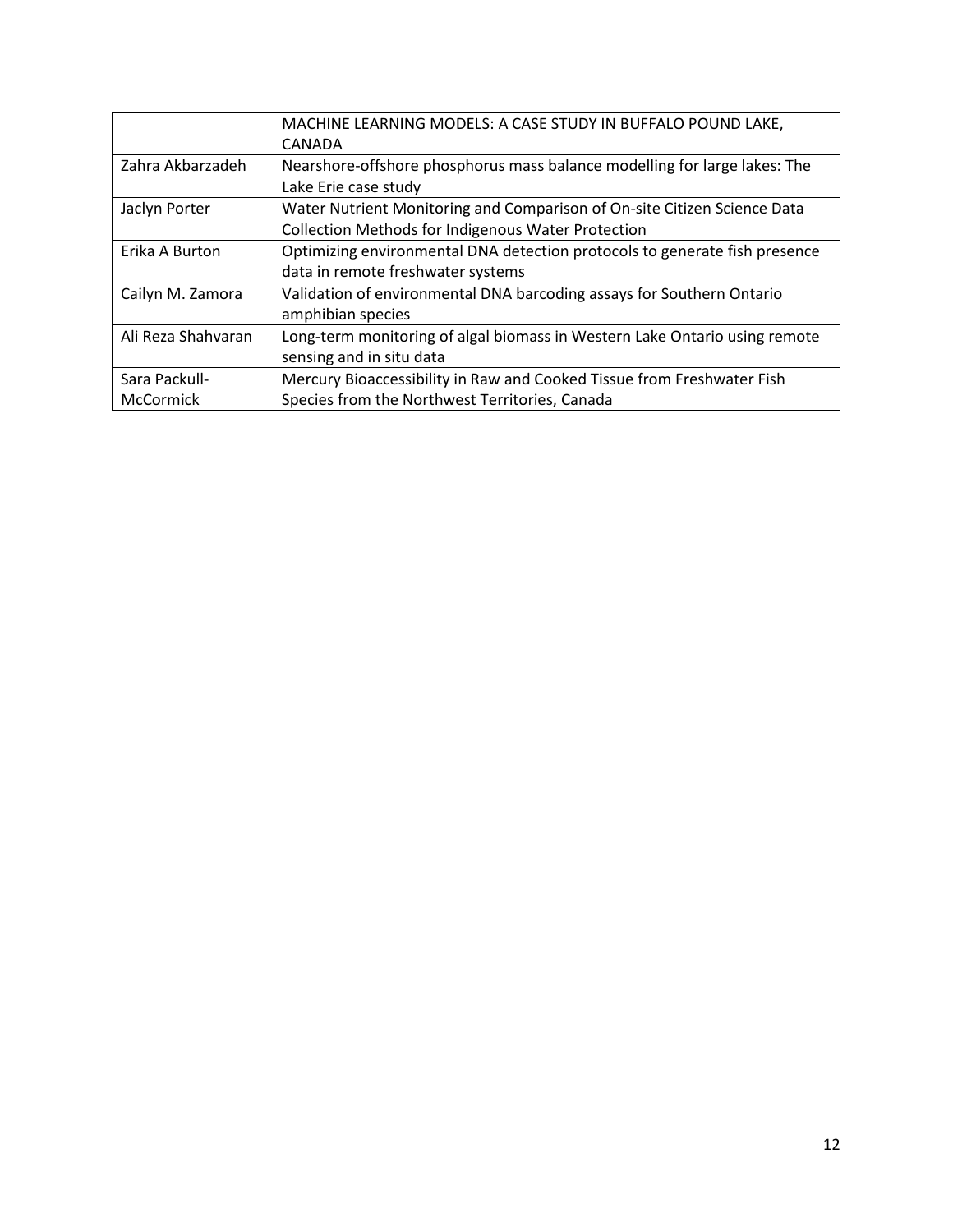| | |
|---|---|
| | MACHINE LEARNING MODELS: A CASE STUDY IN BUFFALO POUND LAKE, CANADA |
| Zahra Akbarzadeh | Nearshore-offshore phosphorus mass balance modelling for large lakes: The Lake Erie case study |
| Jaclyn Porter | Water Nutrient Monitoring and Comparison of On-site Citizen Science Data Collection Methods for Indigenous Water Protection |
| Erika A Burton | Optimizing environmental DNA detection protocols to generate fish presence data in remote freshwater systems |
| Cailyn M. Zamora | Validation of environmental DNA barcoding assays for Southern Ontario amphibian species |
| Ali Reza Shahvaran | Long-term monitoring of algal biomass in Western Lake Ontario using remote sensing and in situ data |
| Sara Packull-McCormick | Mercury Bioaccessibility in Raw and Cooked Tissue from Freshwater Fish Species from the Northwest Territories, Canada |